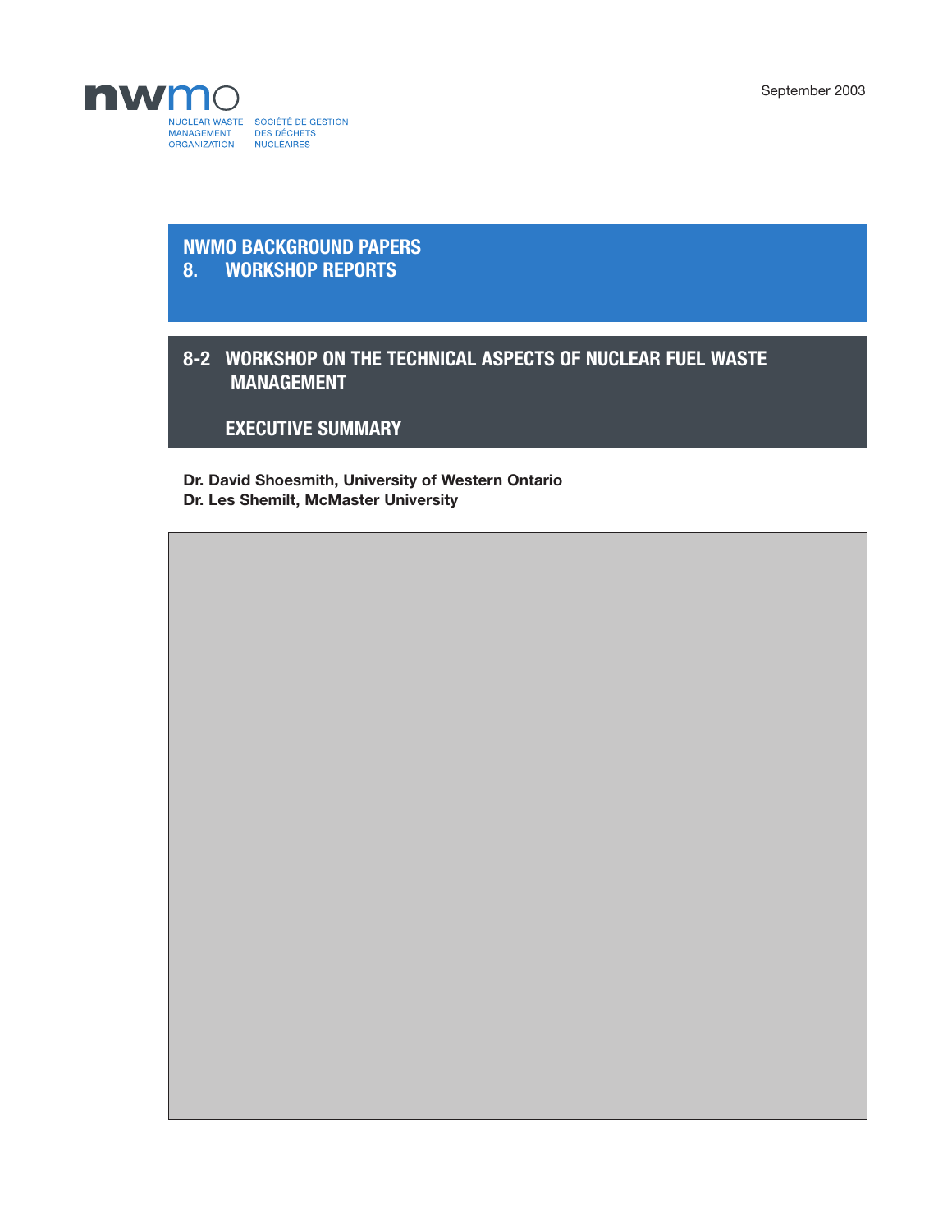NUCLEAR WASTE MANAGEMENT ORGANIZATION
SOCIÉTÉ DE GESTION DES DÉCHETS NUCLÉAIRES

September 2003

# NWMO BACKGROUND PAPERS
# 8. WORKSHOP REPORTS

## 8-2 WORKSHOP ON THE TECHNICAL ASPECTS OF NUCLEAR FUEL WASTE MANAGEMENT

## EXECUTIVE SUMMARY

**Dr. David Shoesmith, University of Western Ontario**
**Dr. Les Shemilt, McMaster University**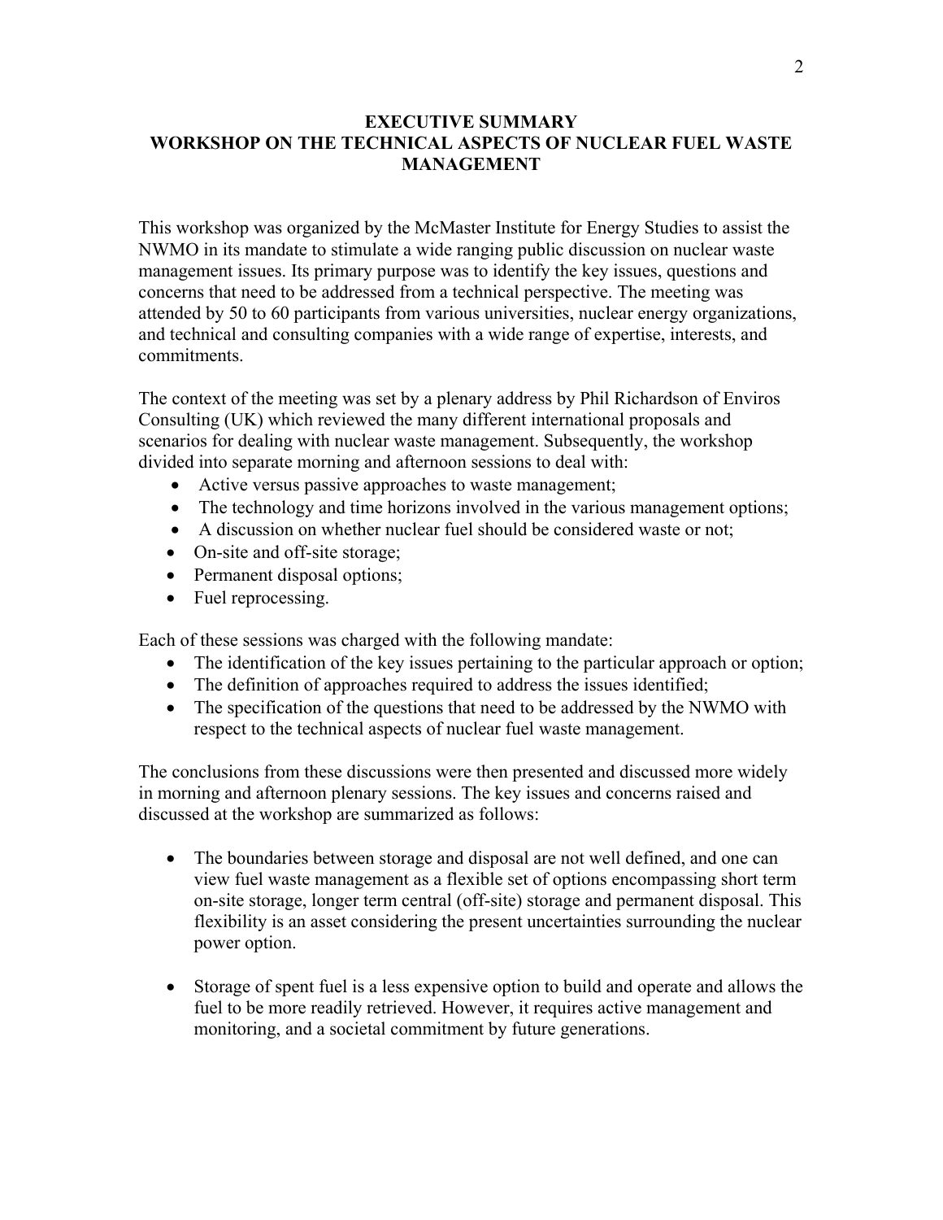# EXECUTIVE SUMMARY
# WORKSHOP ON THE TECHNICAL ASPECTS OF NUCLEAR FUEL WASTE MANAGEMENT

This workshop was organized by the McMaster Institute for Energy Studies to assist the NWMO in its mandate to stimulate a wide ranging public discussion on nuclear waste management issues. Its primary purpose was to identify the key issues, questions and concerns that need to be addressed from a technical perspective. The meeting was attended by 50 to 60 participants from various universities, nuclear energy organizations, and technical and consulting companies with a wide range of expertise, interests, and commitments.

The context of the meeting was set by a plenary address by Phil Richardson of Enviros Consulting (UK) which reviewed the many different international proposals and scenarios for dealing with nuclear waste management. Subsequently, the workshop divided into separate morning and afternoon sessions to deal with:

- Active versus passive approaches to waste management;
- The technology and time horizons involved in the various management options;
- A discussion on whether nuclear fuel should be considered waste or not;
- On-site and off-site storage;
- Permanent disposal options;
- Fuel reprocessing.

Each of these sessions was charged with the following mandate:

- The identification of the key issues pertaining to the particular approach or option;
- The definition of approaches required to address the issues identified;
- The specification of the questions that need to be addressed by the NWMO with respect to the technical aspects of nuclear fuel waste management.

The conclusions from these discussions were then presented and discussed more widely in morning and afternoon plenary sessions. The key issues and concerns raised and discussed at the workshop are summarized as follows:

- The boundaries between storage and disposal are not well defined, and one can view fuel waste management as a flexible set of options encompassing short term on-site storage, longer term central (off-site) storage and permanent disposal. This flexibility is an asset considering the present uncertainties surrounding the nuclear power option.

- Storage of spent fuel is a less expensive option to build and operate and allows the fuel to be more readily retrieved. However, it requires active management and monitoring, and a societal commitment by future generations.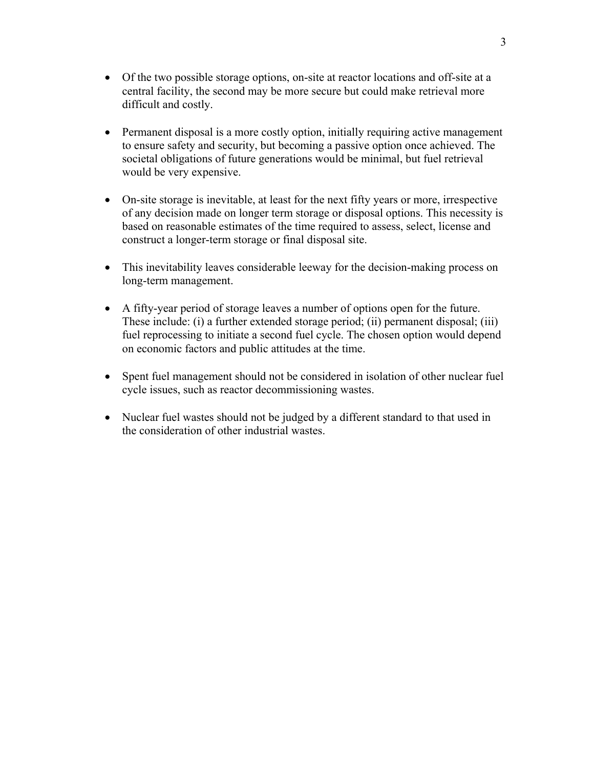- Of the two possible storage options, on-site at reactor locations and off-site at a central facility, the second may be more secure but could make retrieval more difficult and costly.

- Permanent disposal is a more costly option, initially requiring active management to ensure safety and security, but becoming a passive option once achieved. The societal obligations of future generations would be minimal, but fuel retrieval would be very expensive.

- On-site storage is inevitable, at least for the next fifty years or more, irrespective of any decision made on longer term storage or disposal options. This necessity is based on reasonable estimates of the time required to assess, select, license and construct a longer-term storage or final disposal site.

- This inevitability leaves considerable leeway for the decision-making process on long-term management.

- A fifty-year period of storage leaves a number of options open for the future. These include: (i) a further extended storage period; (ii) permanent disposal; (iii) fuel reprocessing to initiate a second fuel cycle. The chosen option would depend on economic factors and public attitudes at the time.

- Spent fuel management should not be considered in isolation of other nuclear fuel cycle issues, such as reactor decommissioning wastes.

- Nuclear fuel wastes should not be judged by a different standard to that used in the consideration of other industrial wastes.